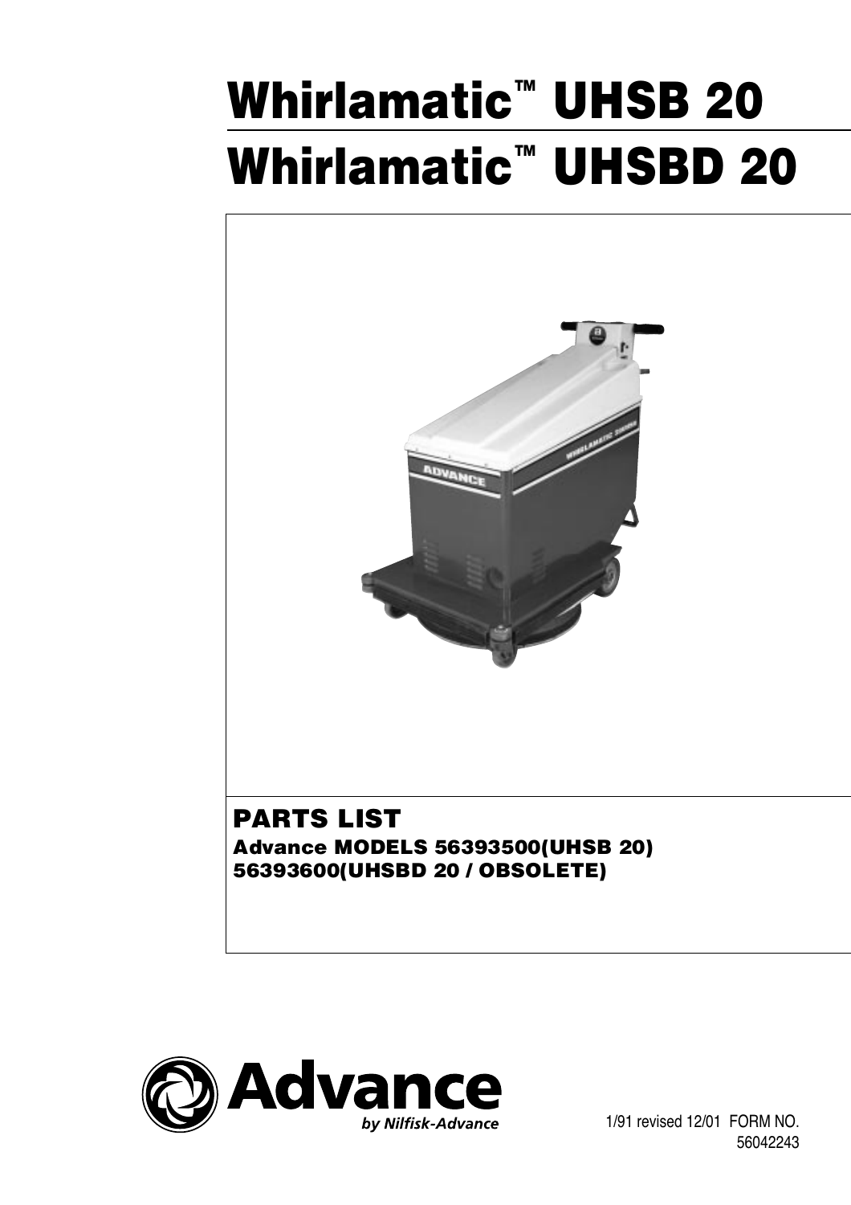# Whirlamatic™ UHSB 20

# Whirlamatic™ UHSBD 20

## PARTS LIST

**Advance MODELS 56393500(UHSB 20)**
**56393600(UHSBD 20 / OBSOLETE)**

Advance
*by Nilfisk-Advance*

1/91 revised 12/01 FORM NO. 56042243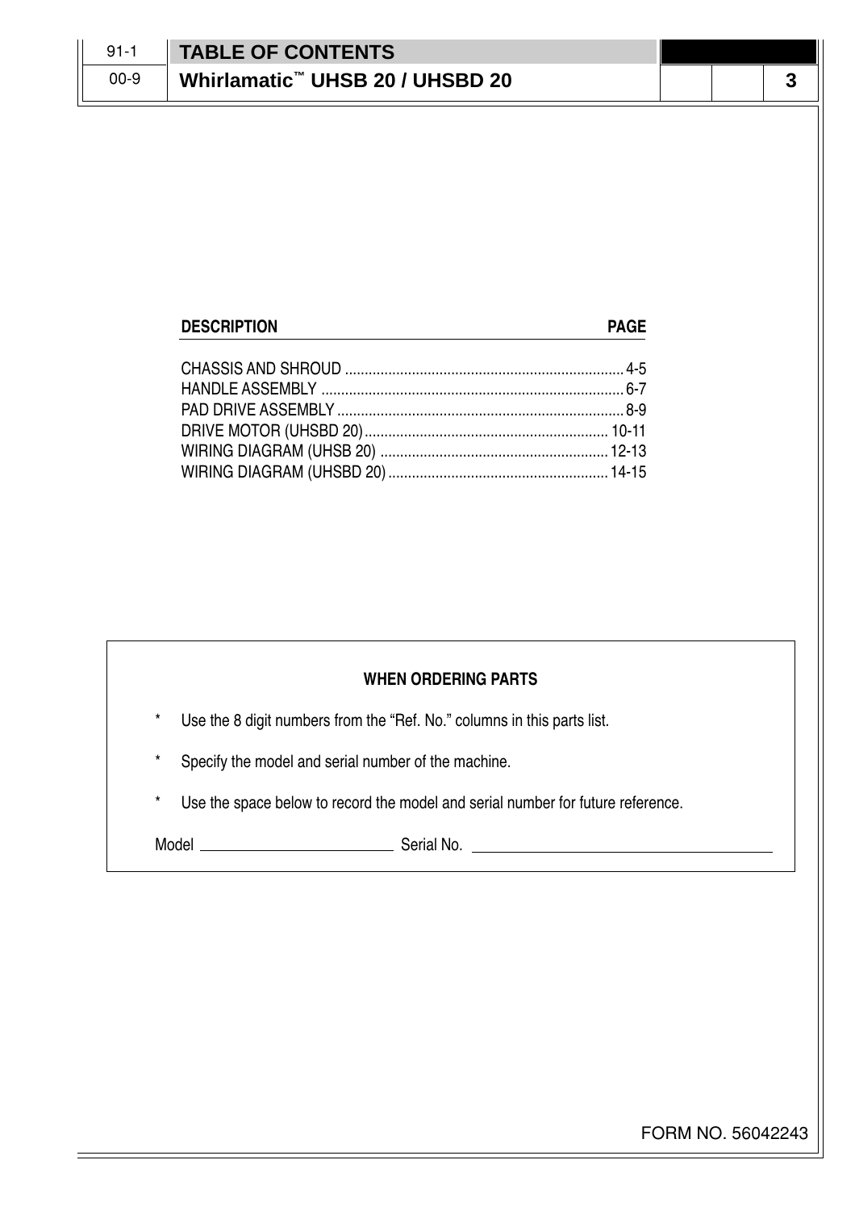# TABLE OF CONTENTS

## Whirlamatic™ UHSB 20 / UHSBD 20

| DESCRIPTION | PAGE |
| --- | --- |
| CHASSIS AND SHROUD | 4-5 |
| HANDLE ASSEMBLY | 6-7 |
| PAD DRIVE ASSEMBLY | 8-9 |
| DRIVE MOTOR (UHSBD 20) | 10-11 |
| WIRING DIAGRAM (UHSB 20) | 12-13 |
| WIRING DIAGRAM (UHSBD 20) | 14-15 |

**WHEN ORDERING PARTS**

- Use the 8 digit numbers from the “Ref. No.” columns in this parts list.
- Specify the model and serial number of the machine.
- Use the space below to record the model and serial number for future reference.

Model ______________________ Serial No. ____________________________________

FORM NO. 56042243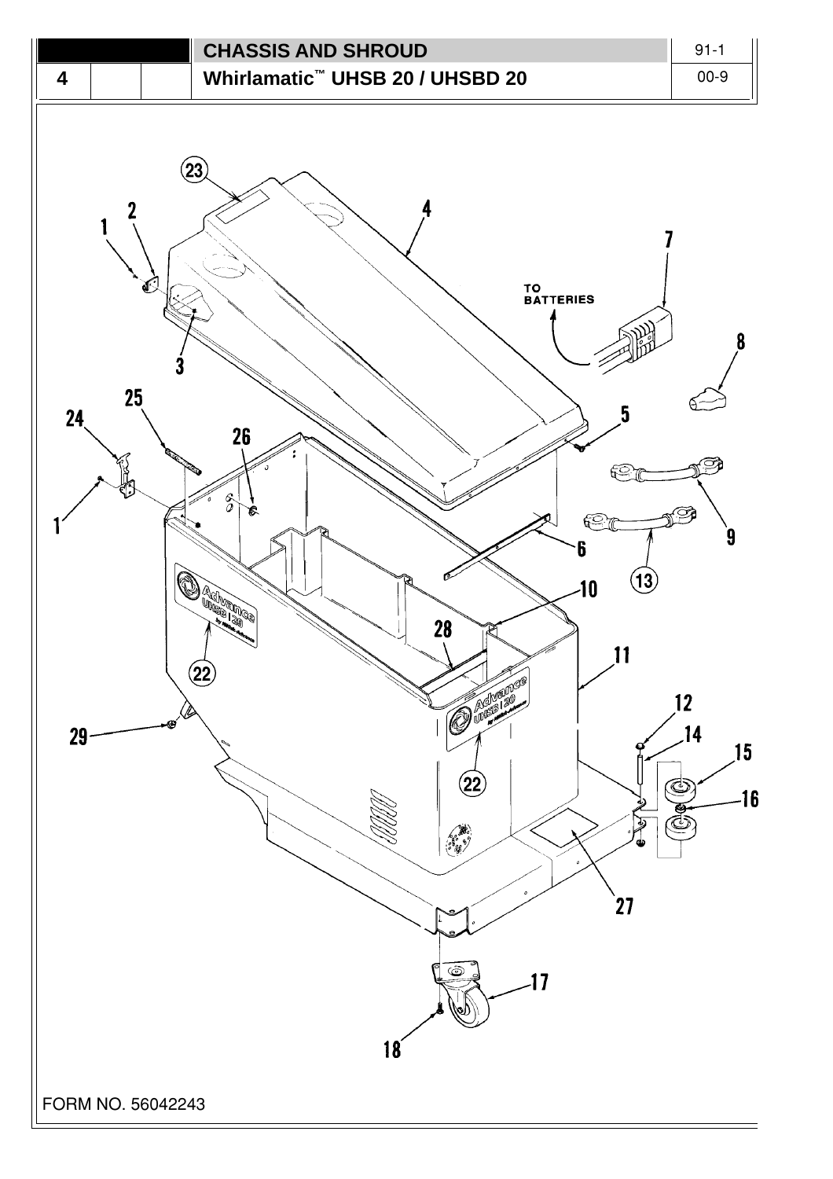# CHASSIS AND SHROUD

## Whirlamatic™ UHSB 20 / UHSBD 20

TO BATTERIES

1 2 3 4 5 6 7 8 9 10 11 12 13 14 15 16 17 18 22 23 24 25 26 27 28 29

FORM NO. 56042243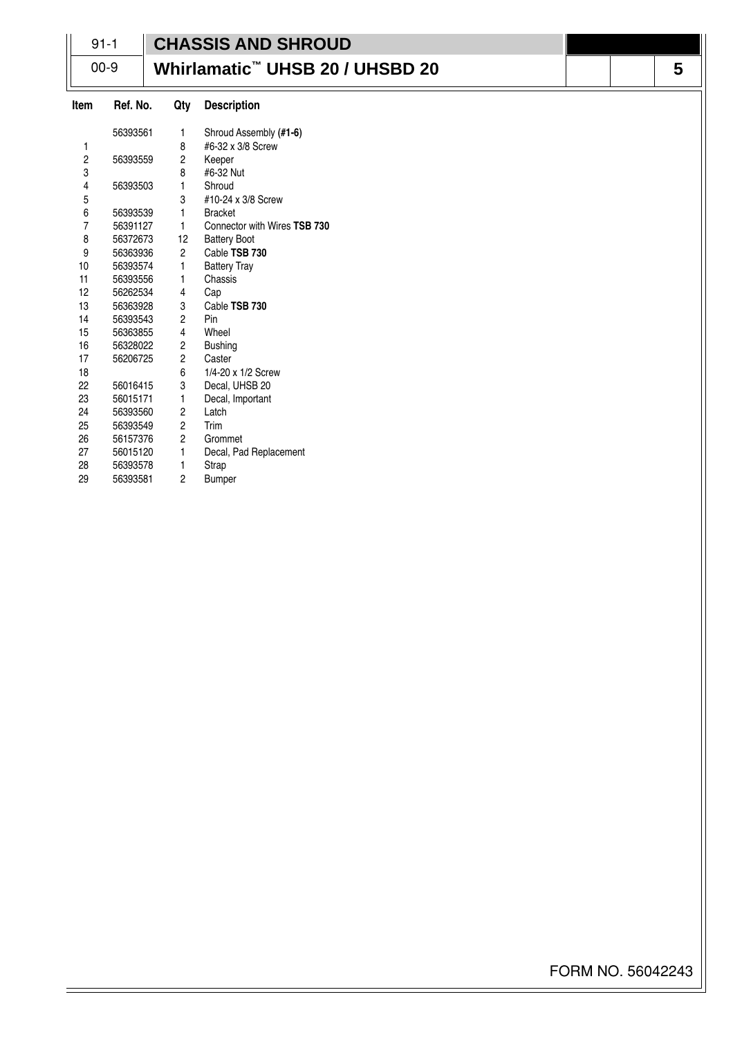91-1 | **CHASSIS AND SHROUD**

00-9 | **Whirlamatic™ UHSB 20 / UHSBD 20**

| Item | Ref. No. | Qty | Description |
|---|---|---|---|
| | 56393561 | 1 | Shroud Assembly **(#1-6)** |
| 1 | | 8 | #6-32 x 3/8 Screw |
| 2 | 56393559 | 2 | Keeper |
| 3 | | 8 | #6-32 Nut |
| 4 | 56393503 | 1 | Shroud |
| 5 | | 3 | #10-24 x 3/8 Screw |
| 6 | 56393539 | 1 | Bracket |
| 7 | 56391127 | 1 | Connector with Wires **TSB 730** |
| 8 | 56372673 | 12 | Battery Boot |
| 9 | 56363936 | 2 | Cable **TSB 730** |
| 10 | 56393574 | 1 | Battery Tray |
| 11 | 56393556 | 1 | Chassis |
| 12 | 56262534 | 4 | Cap |
| 13 | 56363928 | 3 | Cable **TSB 730** |
| 14 | 56393543 | 2 | Pin |
| 15 | 56363855 | 4 | Wheel |
| 16 | 56328022 | 2 | Bushing |
| 17 | 56206725 | 2 | Caster |
| 18 | | 6 | 1/4-20 x 1/2 Screw |
| 22 | 56016415 | 3 | Decal, UHSB 20 |
| 23 | 56015171 | 1 | Decal, Important |
| 24 | 56393560 | 2 | Latch |
| 25 | 56393549 | 2 | Trim |
| 26 | 56157376 | 2 | Grommet |
| 27 | 56015120 | 1 | Decal, Pad Replacement |
| 28 | 56393578 | 1 | Strap |
| 29 | 56393581 | 2 | Bumper |

FORM NO. 56042243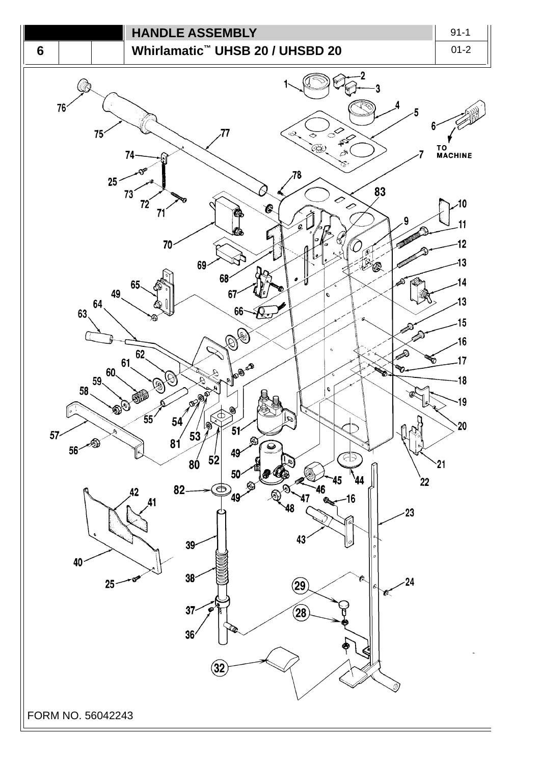| 6 | | | HANDLE ASSEMBLY | 91-1 |
|---|---|---|---|---|
| | | | Whirlamatic™ UHSB 20 / UHSBD 20 | 01-2 |

TO MACHINE

FORM NO. 56042243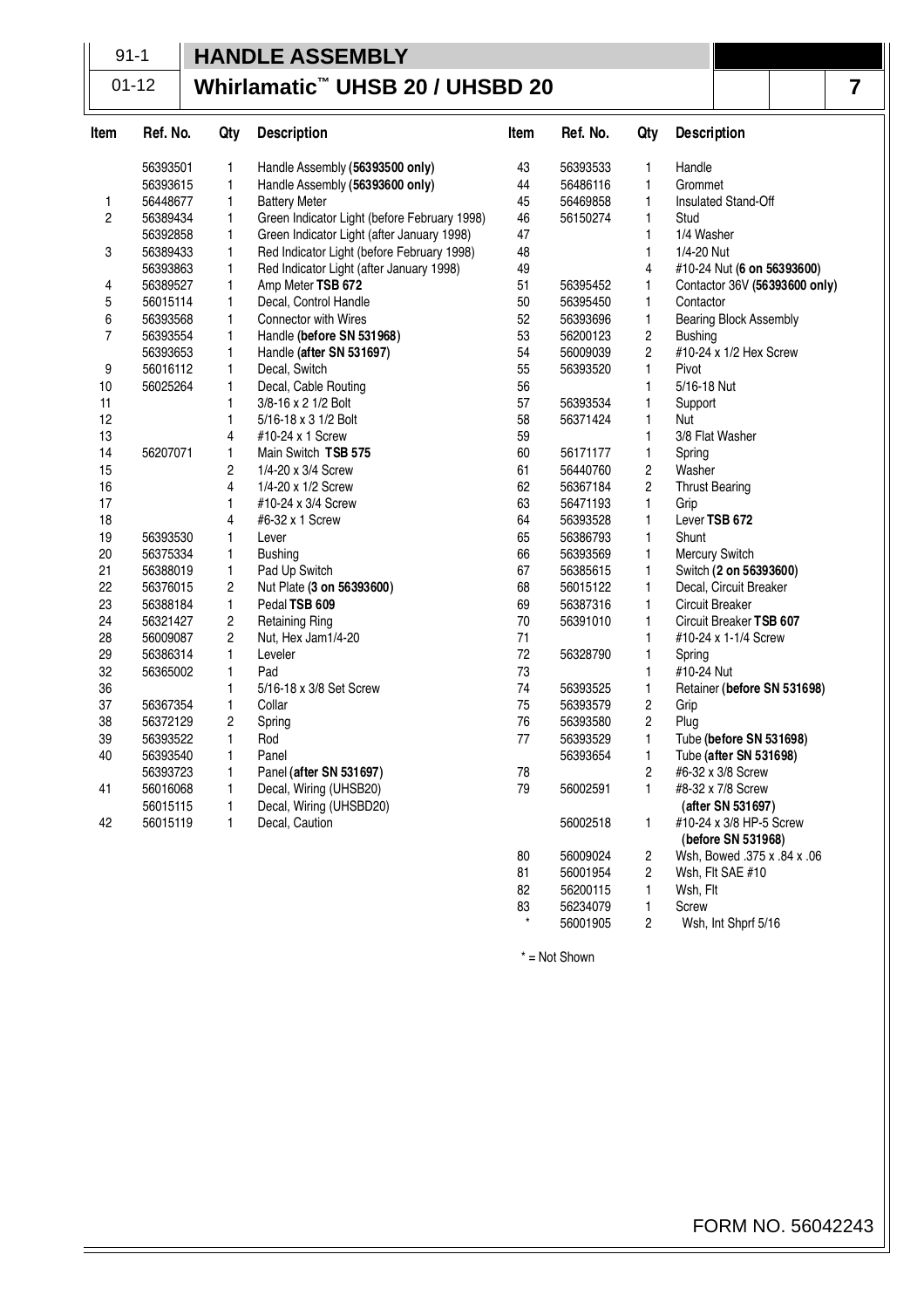| 91-1 | HANDLE ASSEMBLY |
|---|---|
| 01-12 | Whirlamatic™ UHSB 20 / UHSBD 20 |

| Item | Ref. No. | Qty | Description |
|---|---|---|---|
| | 56393501 | 1 | Handle Assembly **(56393500 only)** |
| | 56393615 | 1 | Handle Assembly **(56393600 only)** |
| 1 | 56448677 | 1 | Battery Meter |
| 2 | 56389434 | 1 | Green Indicator Light (before February 1998) |
| | 56392858 | 1 | Green Indicator Light (after January 1998) |
| 3 | 56389433 | 1 | Red Indicator Light (before February 1998) |
| | 56393863 | 1 | Red Indicator Light (after January 1998) |
| 4 | 56389527 | 1 | Amp Meter **TSB 672** |
| 5 | 56015114 | 1 | Decal, Control Handle |
| 6 | 56393568 | 1 | Connector with Wires |
| 7 | 56393554 | 1 | Handle **(before SN 531968)** |
| | 56393653 | 1 | Handle **(after SN 531697)** |
| 9 | 56016112 | 1 | Decal, Switch |
| 10 | 56025264 | 1 | Decal, Cable Routing |
| 11 | | 1 | 3/8-16 x 2 1/2 Bolt |
| 12 | | 1 | 5/16-18 x 3 1/2 Bolt |
| 13 | | 4 | #10-24 x 1 Screw |
| 14 | 56207071 | 1 | Main Switch **TSB 575** |
| 15 | | 2 | 1/4-20 x 3/4 Screw |
| 16 | | 4 | 1/4-20 x 1/2 Screw |
| 17 | | 1 | #10-24 x 3/4 Screw |
| 18 | | 4 | #6-32 x 1 Screw |
| 19 | 56393530 | 1 | Lever |
| 20 | 56375334 | 1 | Bushing |
| 21 | 56388019 | 1 | Pad Up Switch |
| 22 | 56376015 | 2 | Nut Plate **(3 on 56393600)** |
| 23 | 56388184 | 1 | Pedal **TSB 609** |
| 24 | 56321427 | 2 | Retaining Ring |
| 28 | 56009087 | 2 | Nut, Hex Jam1/4-20 |
| 29 | 56386314 | 1 | Leveler |
| 32 | 56365002 | 1 | Pad |
| 36 | | 1 | 5/16-18 x 3/8 Set Screw |
| 37 | 56367354 | 1 | Collar |
| 38 | 56372129 | 2 | Spring |
| 39 | 56393522 | 1 | Rod |
| 40 | 56393540 | 1 | Panel |
| | 56393723 | 1 | Panel **(after SN 531697)** |
| 41 | 56016068 | 1 | Decal, Wiring (UHSB20) |
| | 56015115 | 1 | Decal, Wiring (UHSBD20) |
| 42 | 56015119 | 1 | Decal, Caution |
| 43 | 56393533 | 1 | Handle |
| 44 | 56486116 | 1 | Grommet |
| 45 | 56469858 | 1 | Insulated Stand-Off |
| 46 | 56150274 | 1 | Stud |
| 47 | | 1 | 1/4 Washer |
| 48 | | 1 | 1/4-20 Nut |
| 49 | | 4 | #10-24 Nut **(6 on 56393600)** |
| 51 | 56395452 | 1 | Contactor 36V **(56393600 only)** |
| 50 | 56395450 | 1 | Contactor |
| 52 | 56393696 | 1 | Bearing Block Assembly |
| 53 | 56200123 | 2 | Bushing |
| 54 | 56009039 | 2 | #10-24 x 1/2 Hex Screw |
| 55 | 56393520 | 1 | Pivot |
| 56 | | 1 | 5/16-18 Nut |
| 57 | 56393534 | 1 | Support |
| 58 | 56371424 | 1 | Nut |
| 59 | | 1 | 3/8 Flat Washer |
| 60 | 56171177 | 1 | Spring |
| 61 | 56440760 | 2 | Washer |
| 62 | 56367184 | 2 | Thrust Bearing |
| 63 | 56471193 | 1 | Grip |
| 64 | 56393528 | 1 | Lever **TSB 672** |
| 65 | 56386793 | 1 | Shunt |
| 66 | 56393569 | 1 | Mercury Switch |
| 67 | 56385615 | 1 | Switch **(2 on 56393600)** |
| 68 | 56015122 | 1 | Decal, Circuit Breaker |
| 69 | 56387316 | 1 | Circuit Breaker |
| 70 | 56391010 | 1 | Circuit Breaker **TSB 607** |
| 71 | | 1 | #10-24 x 1-1/4 Screw |
| 72 | 56328790 | 1 | Spring |
| 73 | | 1 | #10-24 Nut |
| 74 | 56393525 | 1 | Retainer **(before SN 531698)** |
| 75 | 56393579 | 2 | Grip |
| 76 | 56393580 | 2 | Plug |
| 77 | 56393529 | 1 | Tube **(before SN 531698)** |
| | 56393654 | 1 | Tube **(after SN 531698)** |
| 78 | | 2 | #6-32 x 3/8 Screw |
| 79 | 56002591 | 1 | #8-32 x 7/8 Screw **(after SN 531697)** |
| | 56002518 | 1 | #10-24 x 3/8 HP-5 Screw **(before SN 531968)** |
| 80 | 56009024 | 2 | Wsh, Bowed .375 x .84 x .06 |
| 81 | 56001954 | 2 | Wsh, Flt SAE #10 |
| 82 | 56200115 | 1 | Wsh, Flt |
| 83 | 56234079 | 1 | Screw |
| * | 56001905 | 2 | Wsh, Int Shprf 5/16 |

* = Not Shown

FORM NO. 56042243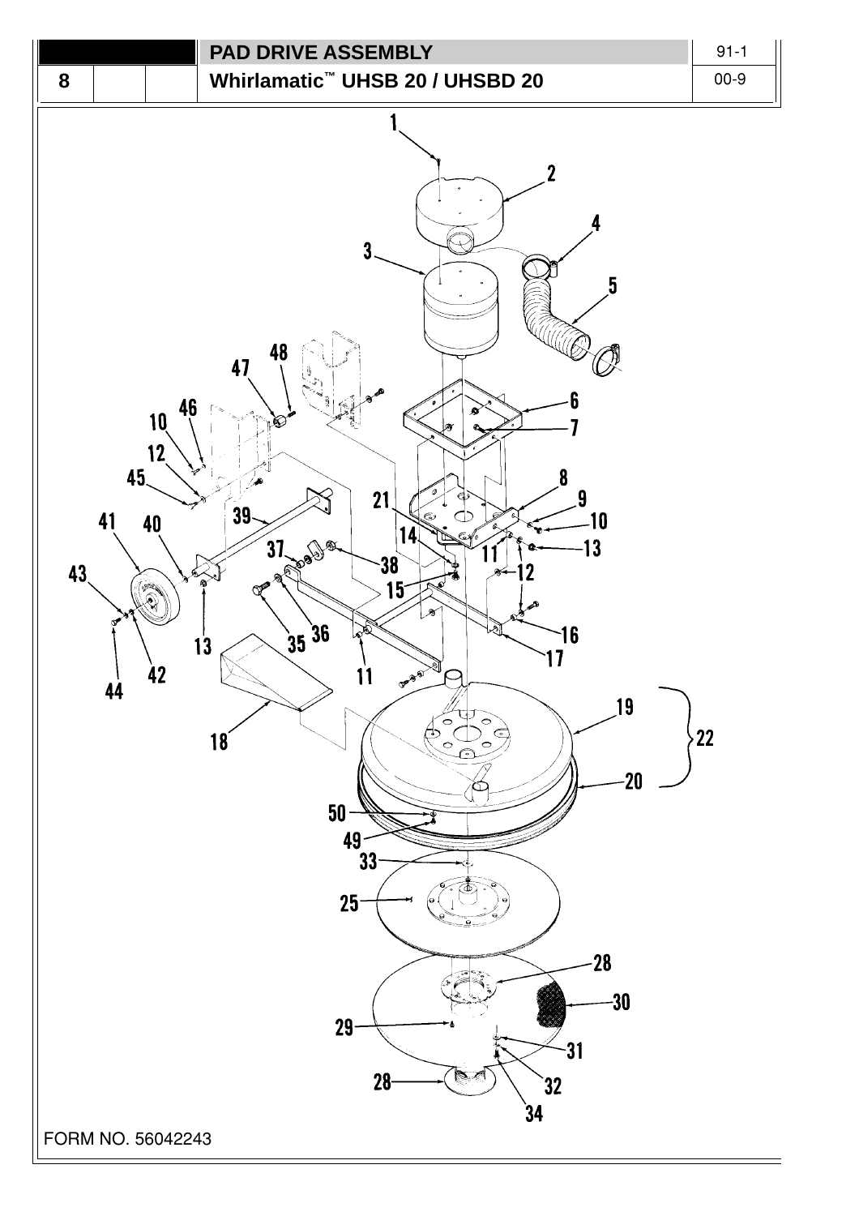# PAD DRIVE ASSEMBLY

## Whirlamatic™ UHSB 20 / UHSBD 20

FORM NO. 56042243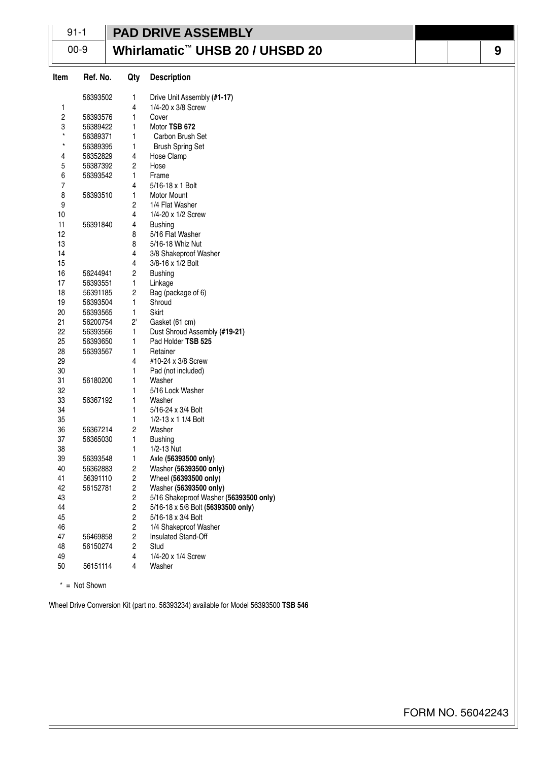| 91-1 | PAD DRIVE ASSEMBLY |
|---|---|
| 00-9 | Whirlamatic™ UHSB 20 / UHSBD 20 |

| Item | Ref. No. | Qty | Description |
|---|---|---|---|
| | 56393502 | 1 | Drive Unit Assembly **(#1-17)** |
| 1 | | 4 | 1/4-20 x 3/8 Screw |
| 2 | 56393576 | 1 | Cover |
| 3 | 56389422 | 1 | Motor **TSB 672** |
| * | 56389371 | 1 | Carbon Brush Set |
| * | 56389395 | 1 | Brush Spring Set |
| 4 | 56352829 | 4 | Hose Clamp |
| 5 | 56387392 | 2 | Hose |
| 6 | 56393542 | 1 | Frame |
| 7 | | 4 | 5/16-18 x 1 Bolt |
| 8 | 56393510 | 1 | Motor Mount |
| 9 | | 2 | 1/4 Flat Washer |
| 10 | | 4 | 1/4-20 x 1/2 Screw |
| 11 | 56391840 | 4 | Bushing |
| 12 | | 8 | 5/16 Flat Washer |
| 13 | | 8 | 5/16-18 Whiz Nut |
| 14 | | 4 | 3/8 Shakeproof Washer |
| 15 | | 4 | 3/8-16 x 1/2 Bolt |
| 16 | 56244941 | 2 | Bushing |
| 17 | 56393551 | 1 | Linkage |
| 18 | 56391185 | 2 | Bag (package of 6) |
| 19 | 56393504 | 1 | Shroud |
| 20 | 56393565 | 1 | Skirt |
| 21 | 56200754 | 2' | Gasket (61 cm) |
| 22 | 56393566 | 1 | Dust Shroud Assembly **(#19-21)** |
| 25 | 56393650 | 1 | Pad Holder **TSB 525** |
| 28 | 56393567 | 1 | Retainer |
| 29 | | 4 | #10-24 x 3/8 Screw |
| 30 | | 1 | Pad (not included) |
| 31 | 56180200 | 1 | Washer |
| 32 | | 1 | 5/16 Lock Washer |
| 33 | 56367192 | 1 | Washer |
| 34 | | 1 | 5/16-24 x 3/4 Bolt |
| 35 | | 1 | 1/2-13 x 1 1/4 Bolt |
| 36 | 56367214 | 2 | Washer |
| 37 | 56365030 | 1 | Bushing |
| 38 | | 1 | 1/2-13 Nut |
| 39 | 56393548 | 1 | Axle **(56393500 only)** |
| 40 | 56362883 | 2 | Washer **(56393500 only)** |
| 41 | 56391110 | 2 | Wheel **(56393500 only)** |
| 42 | 56152781 | 2 | Washer **(56393500 only)** |
| 43 | | 2 | 5/16 Shakeproof Washer **(56393500 only)** |
| 44 | | 2 | 5/16-18 x 5/8 Bolt **(56393500 only)** |
| 45 | | 2 | 5/16-18 x 3/4 Bolt |
| 46 | | 2 | 1/4 Shakeproof Washer |
| 47 | 56469858 | 2 | Insulated Stand-Off |
| 48 | 56150274 | 2 | Stud |
| 49 | | 4 | 1/4-20 x 1/4 Screw |
| 50 | 56151114 | 4 | Washer |

* = Not Shown

Wheel Drive Conversion Kit (part no. 56393234) available for Model 56393500 **TSB 546**

FORM NO. 56042243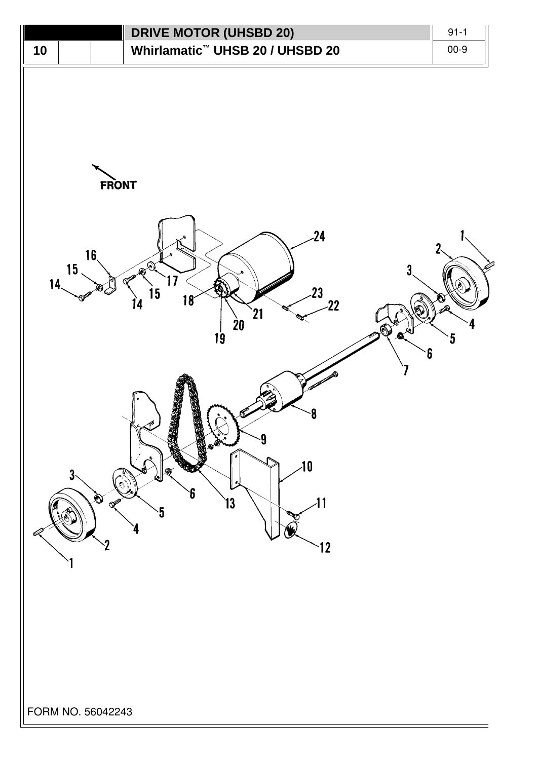# DRIVE MOTOR (UHSBD 20)

## Whirlamatic™ UHSB 20 / UHSBD 20

FRONT

FORM NO. 56042243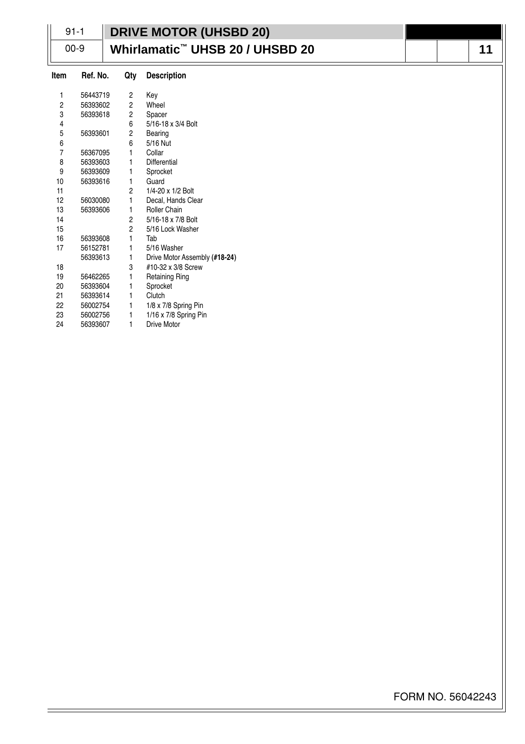| 91-1 | DRIVE MOTOR (UHSBD 20) |
| --- | --- |
| 00-9 | Whirlamatic™ UHSB 20 / UHSBD 20 |

| Item | Ref. No. | Qty | Description |
| --- | --- | --- | --- |
| 1 | 56443719 | 2 | Key |
| 2 | 56393602 | 2 | Wheel |
| 3 | 56393618 | 2 | Spacer |
| 4 | | 6 | 5/16-18 x 3/4 Bolt |
| 5 | 56393601 | 2 | Bearing |
| 6 | | 6 | 5/16 Nut |
| 7 | 56367095 | 1 | Collar |
| 8 | 56393603 | 1 | Differential |
| 9 | 56393609 | 1 | Sprocket |
| 10 | 56393616 | 1 | Guard |
| 11 | | 2 | 1/4-20 x 1/2 Bolt |
| 12 | 56030080 | 1 | Decal, Hands Clear |
| 13 | 56393606 | 1 | Roller Chain |
| 14 | | 2 | 5/16-18 x 7/8 Bolt |
| 15 | | 2 | 5/16 Lock Washer |
| 16 | 56393608 | 1 | Tab |
| 17 | 56152781 | 1 | 5/16 Washer |
| | 56393613 | 1 | Drive Motor Assembly **(#18-24)** |
| 18 | | 3 | #10-32 x 3/8 Screw |
| 19 | 56462265 | 1 | Retaining Ring |
| 20 | 56393604 | 1 | Sprocket |
| 21 | 56393614 | 1 | Clutch |
| 22 | 56002754 | 1 | 1/8 x 7/8 Spring Pin |
| 23 | 56002756 | 1 | 1/16 x 7/8 Spring Pin |
| 24 | 56393607 | 1 | Drive Motor |

FORM NO. 56042243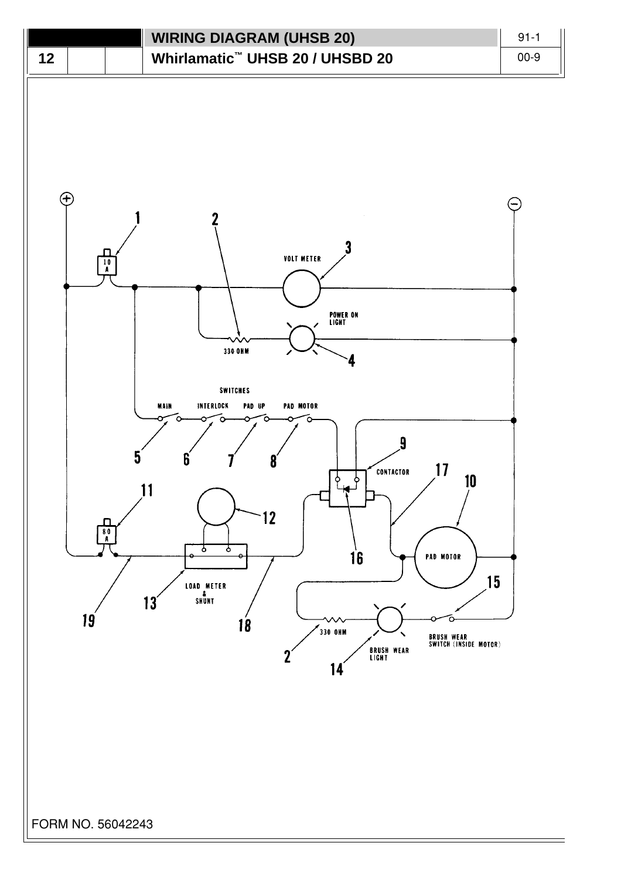# WIRING DIAGRAM (UHSB 20)

## Whirlamatic™ UHSB 20 / UHSBD 20

+ −

1 2 3 4 5 6 7 8 9 10 11 12 13 14 15 16 17 18 19

10 A

VOLT METER

POWER ON LIGHT

330 OHM

SWITCHES

MAIN INTERLOCK PAD UP PAD MOTOR

CONTACTOR

80 A

LOAD METER & SHUNT

PAD MOTOR

330 OHM

BRUSH WEAR LIGHT

BRUSH WEAR SWITCH (INSIDE MOTOR)

FORM NO. 56042243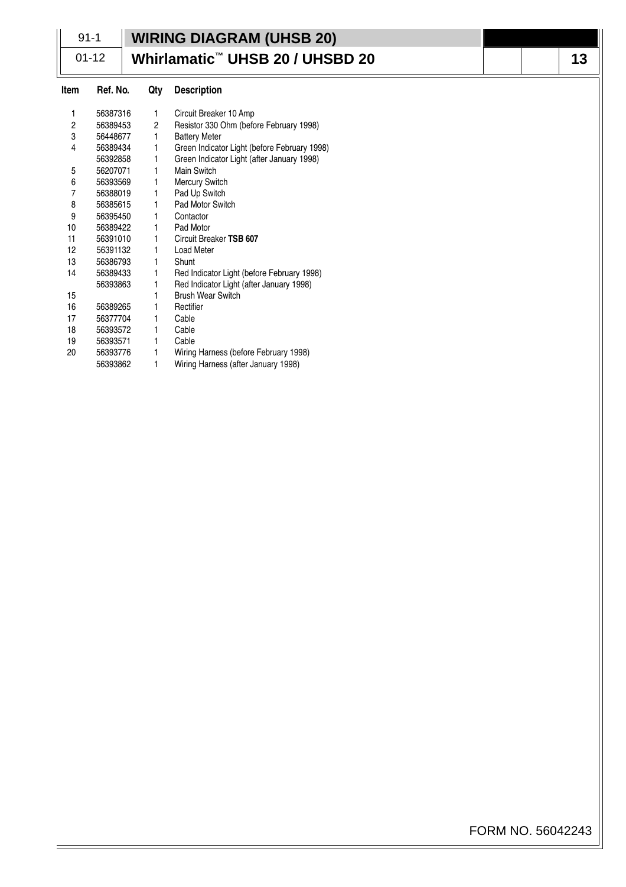# WIRING DIAGRAM (UHSB 20)

## Whirlamatic™ UHSB 20 / UHSBD 20

| Item | Ref. No. | Qty | Description |
|---|---|---|---|
| 1 | 56387316 | 1 | Circuit Breaker 10 Amp |
| 2 | 56389453 | 2 | Resistor 330 Ohm (before February 1998) |
| 3 | 56448677 | 1 | Battery Meter |
| 4 | 56389434 | 1 | Green Indicator Light (before February 1998) |
| | 56392858 | 1 | Green Indicator Light (after January 1998) |
| 5 | 56207071 | 1 | Main Switch |
| 6 | 56393569 | 1 | Mercury Switch |
| 7 | 56388019 | 1 | Pad Up Switch |
| 8 | 56385615 | 1 | Pad Motor Switch |
| 9 | 56395450 | 1 | Contactor |
| 10 | 56389422 | 1 | Pad Motor |
| 11 | 56391010 | 1 | Circuit Breaker **TSB 607** |
| 12 | 56391132 | 1 | Load Meter |
| 13 | 56386793 | 1 | Shunt |
| 14 | 56389433 | 1 | Red Indicator Light (before February 1998) |
| | 56393863 | 1 | Red Indicator Light (after January 1998) |
| 15 | | 1 | Brush Wear Switch |
| 16 | 56389265 | 1 | Rectifier |
| 17 | 56377704 | 1 | Cable |
| 18 | 56393572 | 1 | Cable |
| 19 | 56393571 | 1 | Cable |
| 20 | 56393776 | 1 | Wiring Harness (before February 1998) |
| | 56393862 | 1 | Wiring Harness (after January 1998) |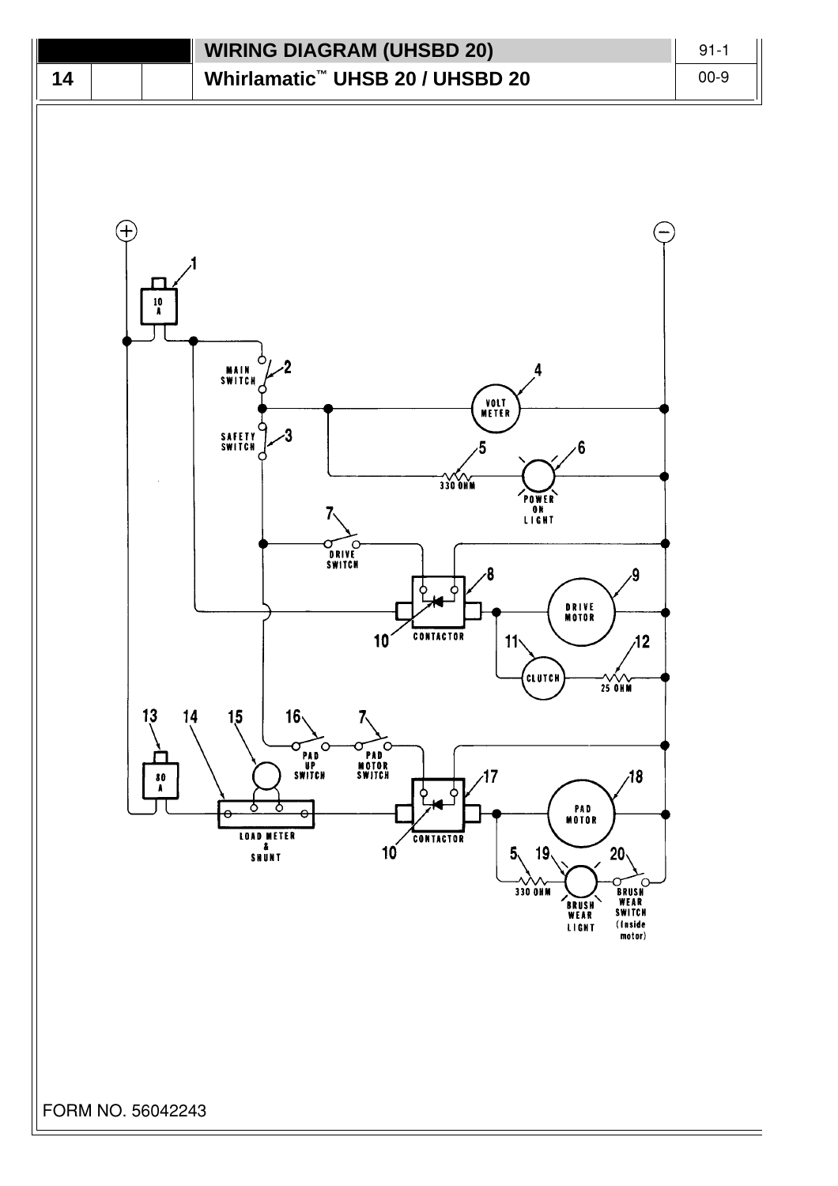## WIRING DIAGRAM (UHSBD 20)

## Whirlamatic™ UHSB 20 / UHSBD 20

91-1

00-9

+ −

1 10 A

2 MAIN SWITCH

3 SAFETY SWITCH

4 VOLT METER

5 330 OHM

6 POWER ON LIGHT

7 DRIVE SWITCH

8

9 DRIVE MOTOR

10 CONTACTOR

11 CLUTCH

12 25 OHM

13 80 A

14

15

16 PAD UP SWITCH

7 PAD MOTOR SWITCH

17

18 PAD MOTOR

10 CONTACTOR

LOAD METER & SHUNT

5 330 OHM

19 BRUSH WEAR LIGHT

20 BRUSH WEAR SWITCH (Inside motor)

FORM NO. 56042243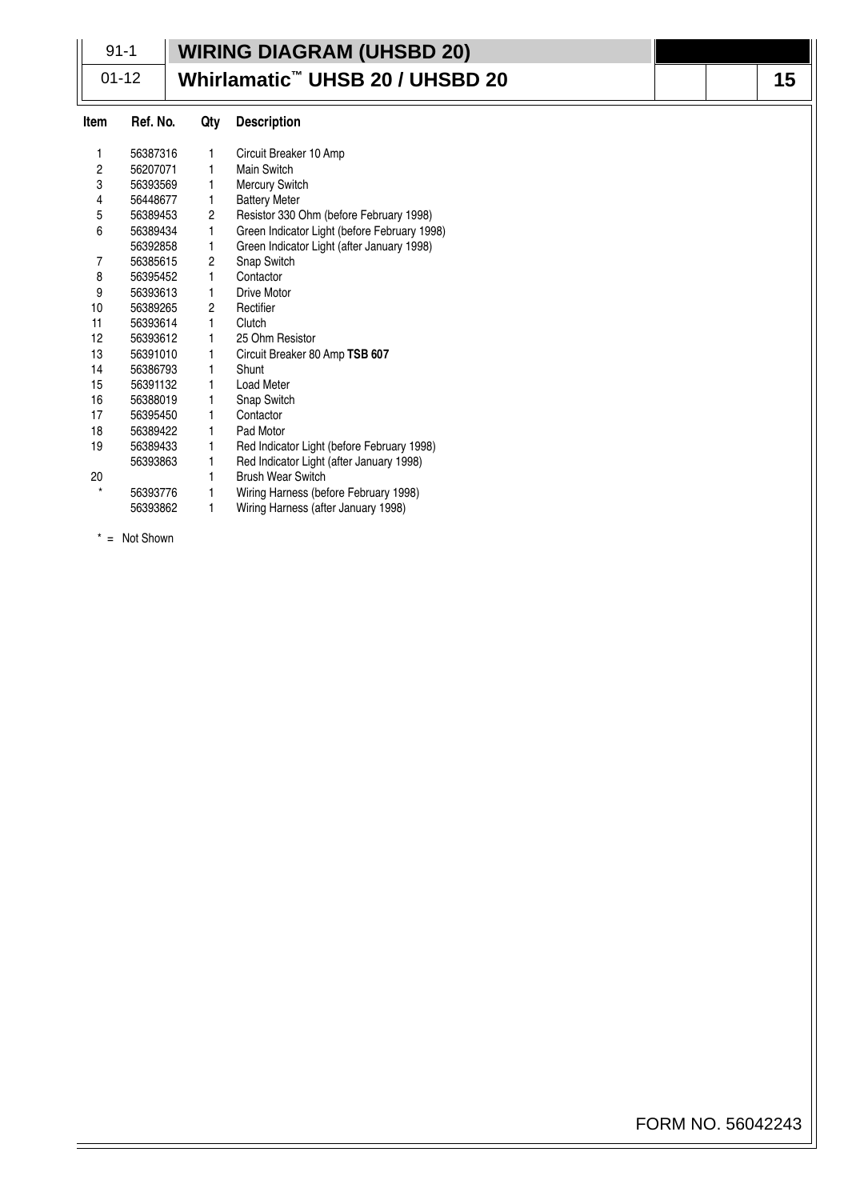# WIRING DIAGRAM (UHSBD 20)

## Whirlamatic™ UHSB 20 / UHSBD 20

91-1

01-12

| Item | Ref. No. | Qty | Description |
|---|---|---|---|
| 1 | 56387316 | 1 | Circuit Breaker 10 Amp |
| 2 | 56207071 | 1 | Main Switch |
| 3 | 56393569 | 1 | Mercury Switch |
| 4 | 56448677 | 1 | Battery Meter |
| 5 | 56389453 | 2 | Resistor 330 Ohm (before February 1998) |
| 6 | 56389434 | 1 | Green Indicator Light (before February 1998) |
| | 56392858 | 1 | Green Indicator Light (after January 1998) |
| 7 | 56385615 | 2 | Snap Switch |
| 8 | 56395452 | 1 | Contactor |
| 9 | 56393613 | 1 | Drive Motor |
| 10 | 56389265 | 2 | Rectifier |
| 11 | 56393614 | 1 | Clutch |
| 12 | 56393612 | 1 | 25 Ohm Resistor |
| 13 | 56391010 | 1 | Circuit Breaker 80 Amp **TSB 607** |
| 14 | 56386793 | 1 | Shunt |
| 15 | 56391132 | 1 | Load Meter |
| 16 | 56388019 | 1 | Snap Switch |
| 17 | 56395450 | 1 | Contactor |
| 18 | 56389422 | 1 | Pad Motor |
| 19 | 56389433 | 1 | Red Indicator Light (before February 1998) |
| | 56393863 | 1 | Red Indicator Light (after January 1998) |
| 20 | | 1 | Brush Wear Switch |
| * | 56393776 | 1 | Wiring Harness (before February 1998) |
| | 56393862 | 1 | Wiring Harness (after January 1998) |

* = Not Shown

FORM NO. 56042243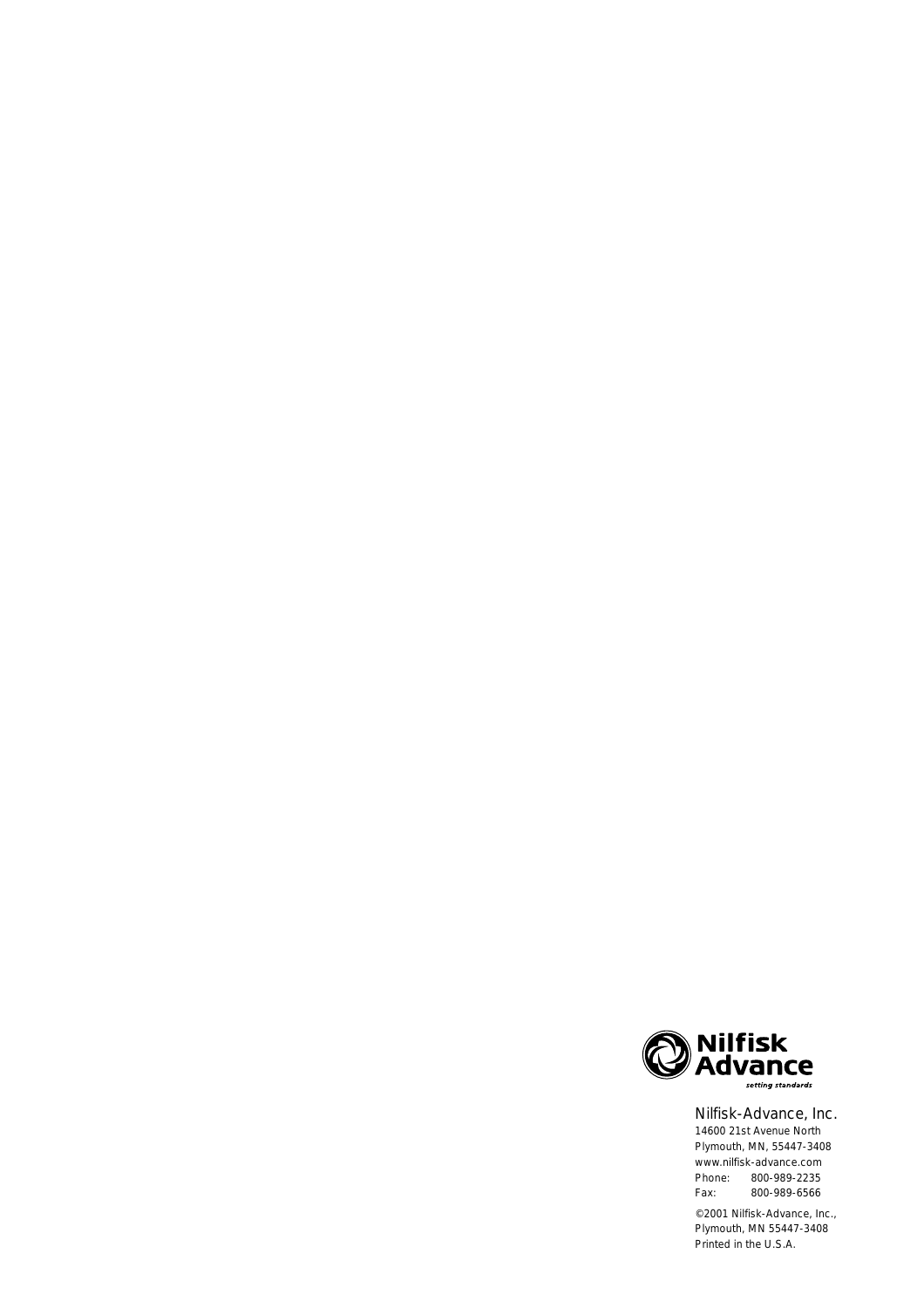Nilfisk Advance

*setting standards*

Nilfisk-Advance, Inc.
14600 21st Avenue North
Plymouth, MN, 55447-3408
www.nilfisk-advance.com
Phone: 800-989-2235
Fax: 800-989-6566

©2001 Nilfisk-Advance, Inc.,
Plymouth, MN 55447-3408
Printed in the U.S.A.